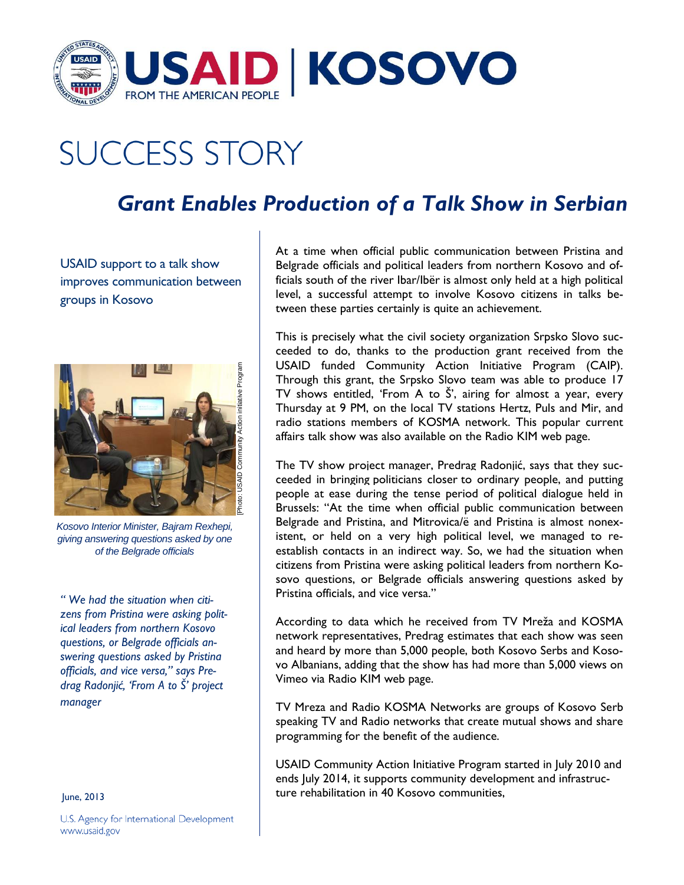USAID | KOSOVO

FROM THE AMERICAN PEOPLE

# SUCCESS STORY

## *Grant Enables Production of a Talk Show in Serbian*

USAID support to a talk show improves communication between groups in Kosovo

[Photo: USAID Community Action Initiative Program

*Kosovo Interior Minister, Bajram Rexhepi, giving answering questions asked by one of the Belgrade officials*

*" We had the situation when citizens from Pristina were asking political leaders from northern Kosovo questions, or Belgrade officials answering questions asked by Pristina officials, and vice versa," says Predrag Radonjić, 'From A to Š' project manager*

June, 2013

U.S. Agency for International Development
www.usaid.gov

At a time when official public communication between Pristina and Belgrade officials and political leaders from northern Kosovo and officials south of the river Ibar/Ibër is almost only held at a high political level, a successful attempt to involve Kosovo citizens in talks between these parties certainly is quite an achievement.

This is precisely what the civil society organization Srpsko Slovo succeeded to do, thanks to the production grant received from the USAID funded Community Action Initiative Program (CAIP). Through this grant, the Srpsko Slovo team was able to produce 17 TV shows entitled, 'From A to Š', airing for almost a year, every Thursday at 9 PM, on the local TV stations Hertz, Puls and Mir, and radio stations members of KOSMA network. This popular current affairs talk show was also available on the Radio KIM web page.

The TV show project manager, Predrag Radonjić, says that they succeeded in bringing politicians closer to ordinary people, and putting people at ease during the tense period of political dialogue held in Brussels: "At the time when official public communication between Belgrade and Pristina, and Mitrovica/ë and Pristina is almost nonexistent, or held on a very high political level, we managed to reestablish contacts in an indirect way. So, we had the situation when citizens from Pristina were asking political leaders from northern Kosovo questions, or Belgrade officials answering questions asked by Pristina officials, and vice versa."

According to data which he received from TV Mreža and KOSMA network representatives, Predrag estimates that each show was seen and heard by more than 5,000 people, both Kosovo Serbs and Kosovo Albanians, adding that the show has had more than 5,000 views on Vimeo via Radio KIM web page.

TV Mreza and Radio KOSMA Networks are groups of Kosovo Serb speaking TV and Radio networks that create mutual shows and share programming for the benefit of the audience.

USAID Community Action Initiative Program started in July 2010 and ends July 2014, it supports community development and infrastructure rehabilitation in 40 Kosovo communities,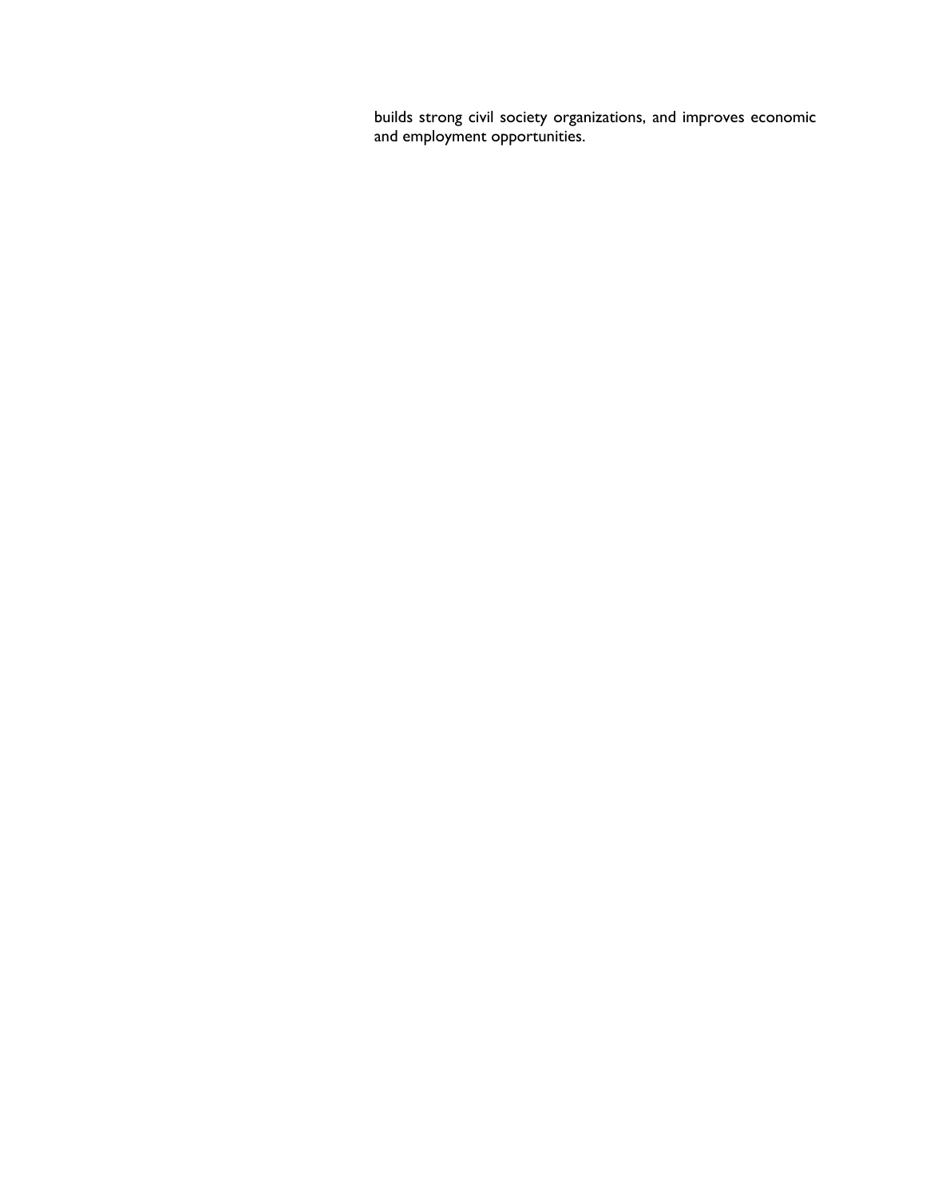builds strong civil society organizations, and improves economic and employment opportunities.